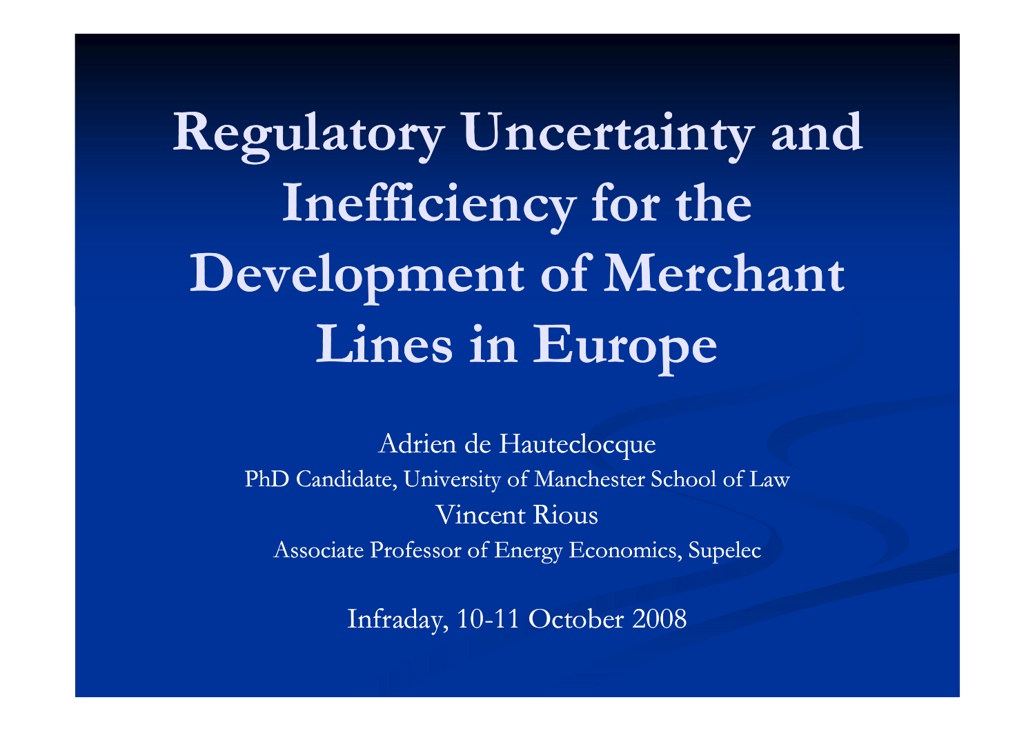# Regulatory Uncertainty and Inefficiency for the Development of Merchant Lines in Europe

Adrien de Hauteclocque

PhD Candidate, University of Manchester School of Law

Vincent Rious

Associate Professor of Energy Economics, Supelec

Infraday, 10-11 October 2008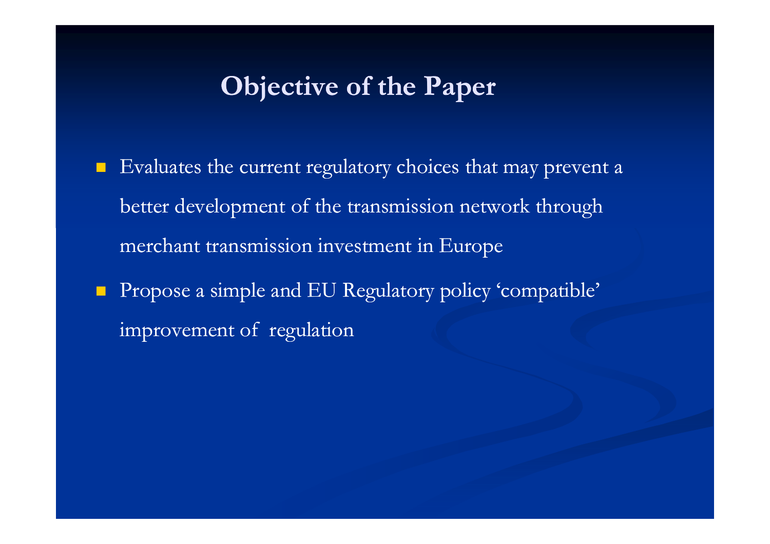# Objective of the Paper

- Evaluates the current regulatory choices that may prevent a better development of the transmission network through merchant transmission investment in Europe
- Propose a simple and EU Regulatory policy 'compatible' improvement of regulation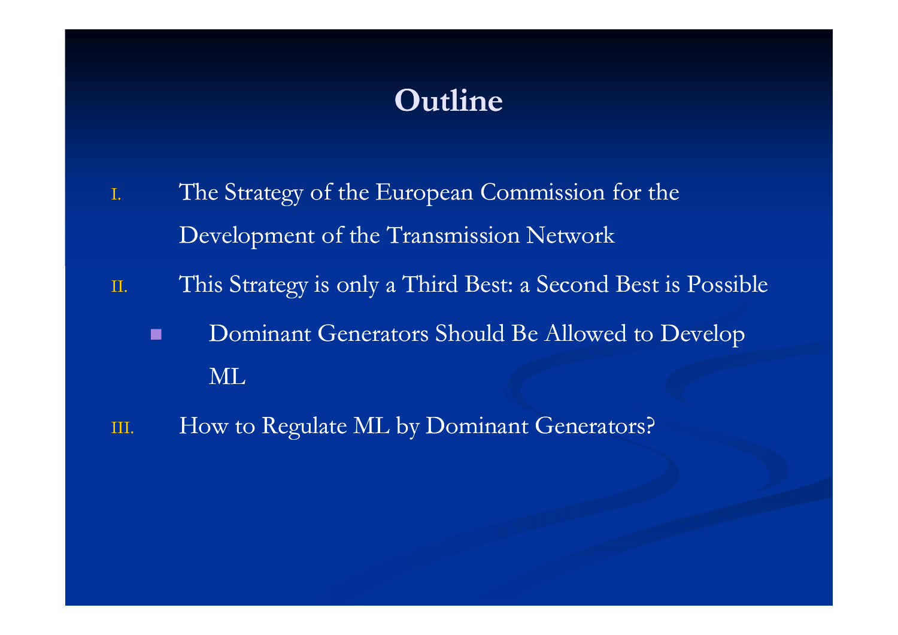# Outline

I. The Strategy of the European Commission for the Development of the Transmission Network

II. This Strategy is only a Third Best: a Second Best is Possible

- Dominant Generators Should Be Allowed to Develop ML

III. How to Regulate ML by Dominant Generators?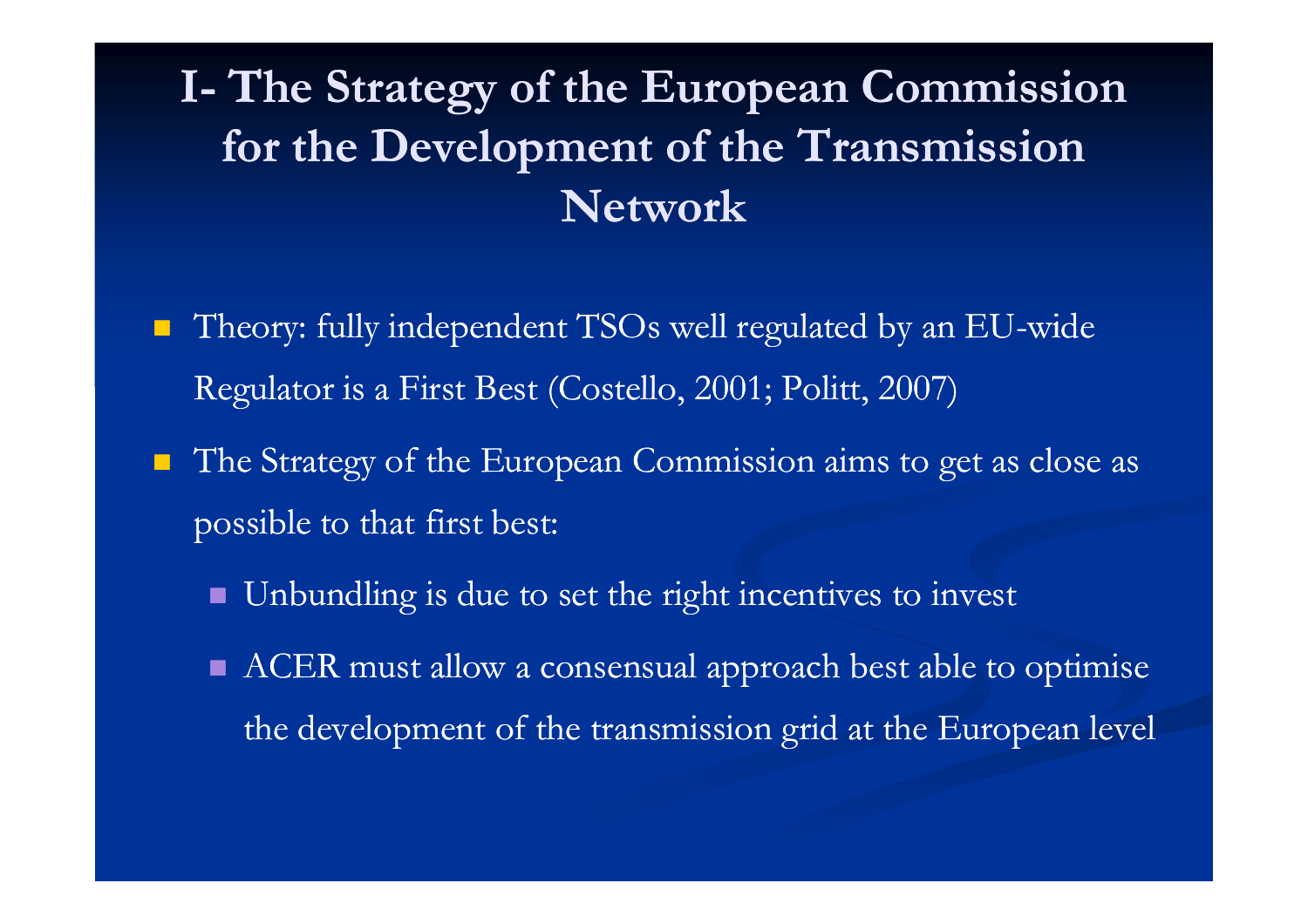# I- The Strategy of the European Commission for the Development of the Transmission Network

- Theory: fully independent TSOs well regulated by an EU-wide Regulator is a First Best (Costello, 2001; Politt, 2007)
- The Strategy of the European Commission aims to get as close as possible to that first best:
  - Unbundling is due to set the right incentives to invest
  - ACER must allow a consensual approach best able to optimise the development of the transmission grid at the European level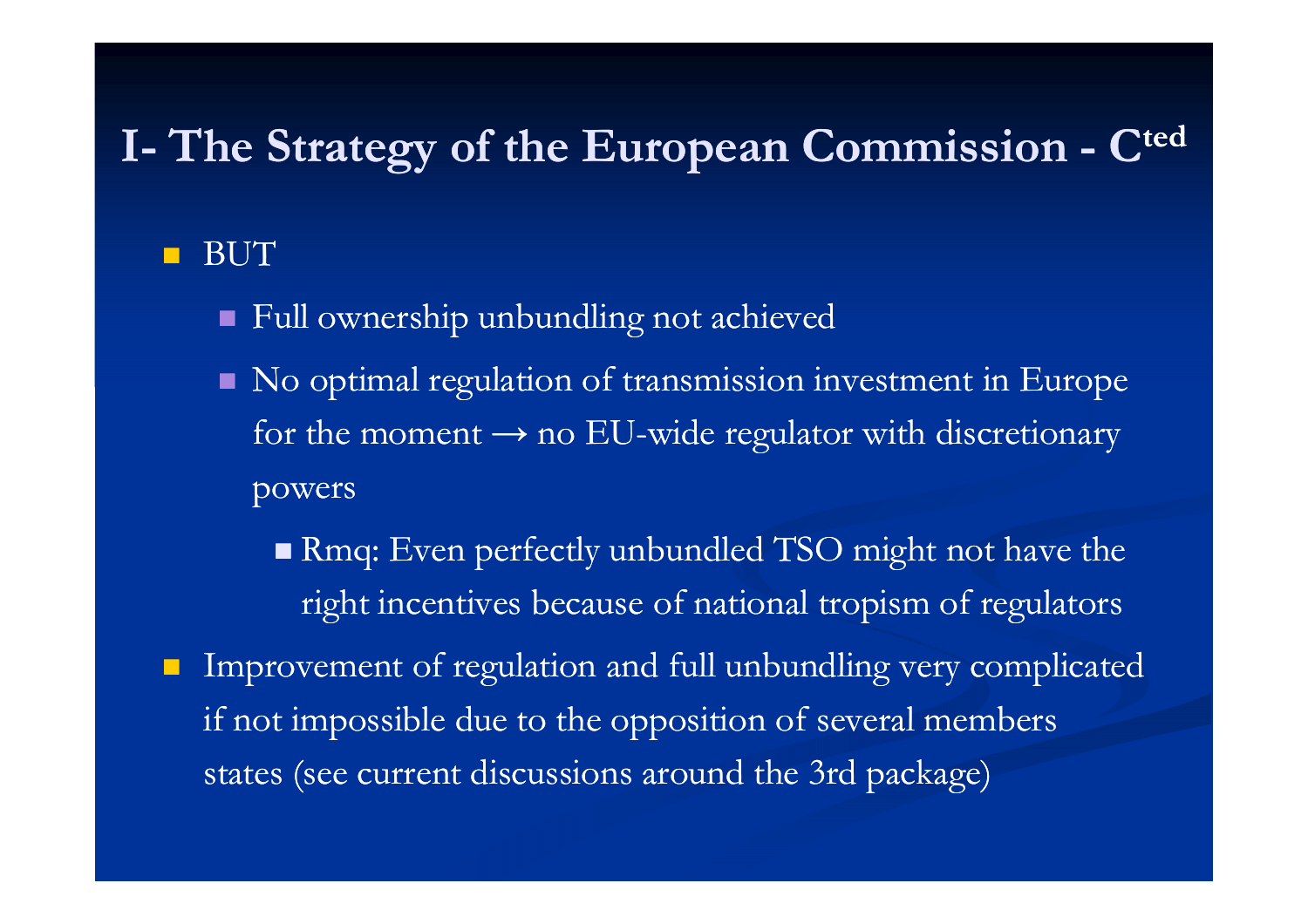# I- The Strategy of the European Commission - C[ted]

- BUT
  - Full ownership unbundling not achieved
  - No optimal regulation of transmission investment in Europe for the moment → no EU-wide regulator with discretionary powers
    - Rmq: Even perfectly unbundled TSO might not have the right incentives because of national tropism of regulators
- Improvement of regulation and full unbundling very complicated if not impossible due to the opposition of several members states (see current discussions around the 3rd package)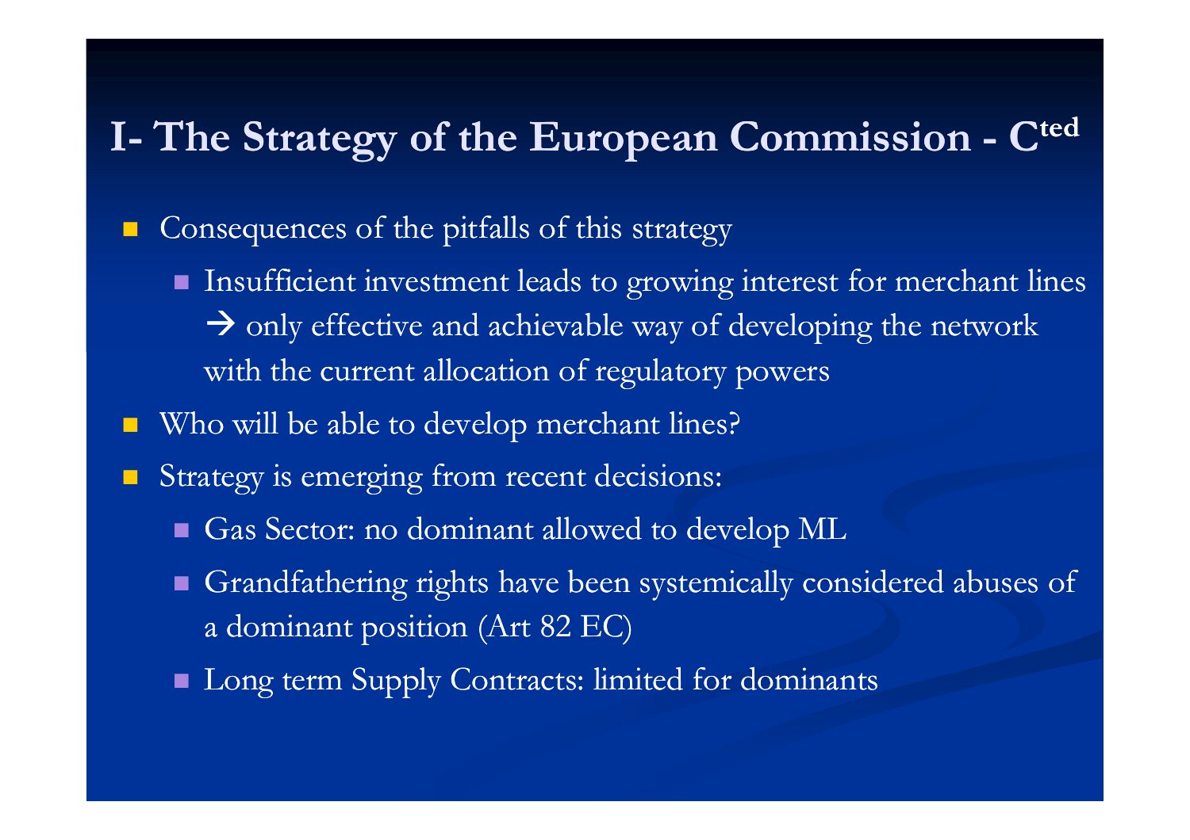## I- The Strategy of the European Commission - C[ted]

- Consequences of the pitfalls of this strategy
  - Insufficient investment leads to growing interest for merchant lines → only effective and achievable way of developing the network with the current allocation of regulatory powers
- Who will be able to develop merchant lines?
- Strategy is emerging from recent decisions:
  - Gas Sector: no dominant allowed to develop ML
  - Grandfathering rights have been systemically considered abuses of a dominant position (Art 82 EC)
  - Long term Supply Contracts: limited for dominants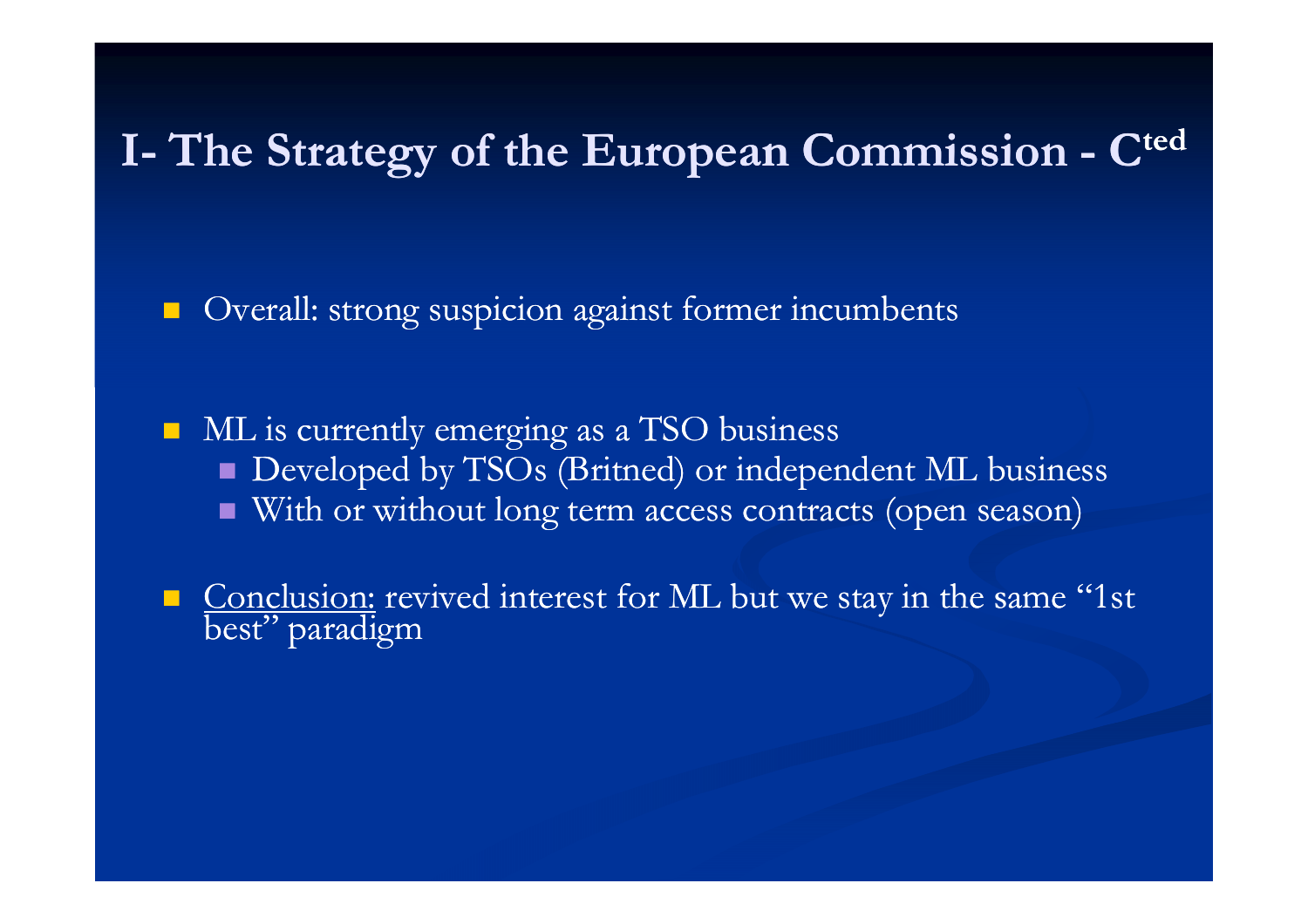# I- The Strategy of the European Commission - C[ted]

- Overall: strong suspicion against former incumbents

- ML is currently emerging as a TSO business
  - Developed by TSOs (Britned) or independent ML business
  - With or without long term access contracts (open season)

- Conclusion: revived interest for ML but we stay in the same "1st best" paradigm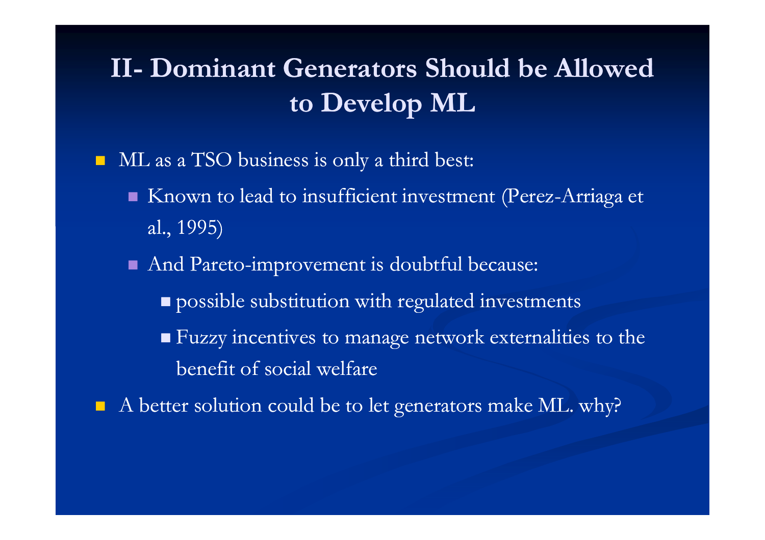# II- Dominant Generators Should be Allowed to Develop ML

- ML as a TSO business is only a third best:
  - Known to lead to insufficient investment (Perez-Arriaga et al., 1995)
  - And Pareto-improvement is doubtful because:
    - possible substitution with regulated investments
    - Fuzzy incentives to manage network externalities to the benefit of social welfare
- A better solution could be to let generators make ML. why?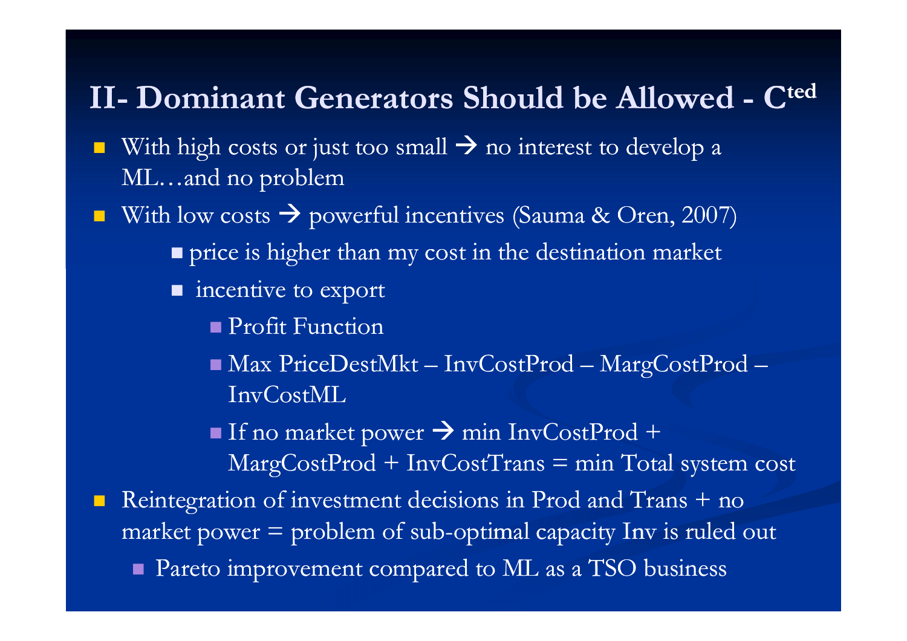## II- Dominant Generators Should be Allowed - C[ted]

- With high costs or just too small → no interest to develop a ML…and no problem
- With low costs → powerful incentives (Sauma & Oren, 2007)
  - price is higher than my cost in the destination market
  - incentive to export
    - Profit Function
    - Max PriceDestMkt – InvCostProd – MargCostProd – InvCostML
    - If no market power → min InvCostProd + MargCostProd + InvCostTrans = min Total system cost
- Reintegration of investment decisions in Prod and Trans + no market power = problem of sub-optimal capacity Inv is ruled out
  - Pareto improvement compared to ML as a TSO business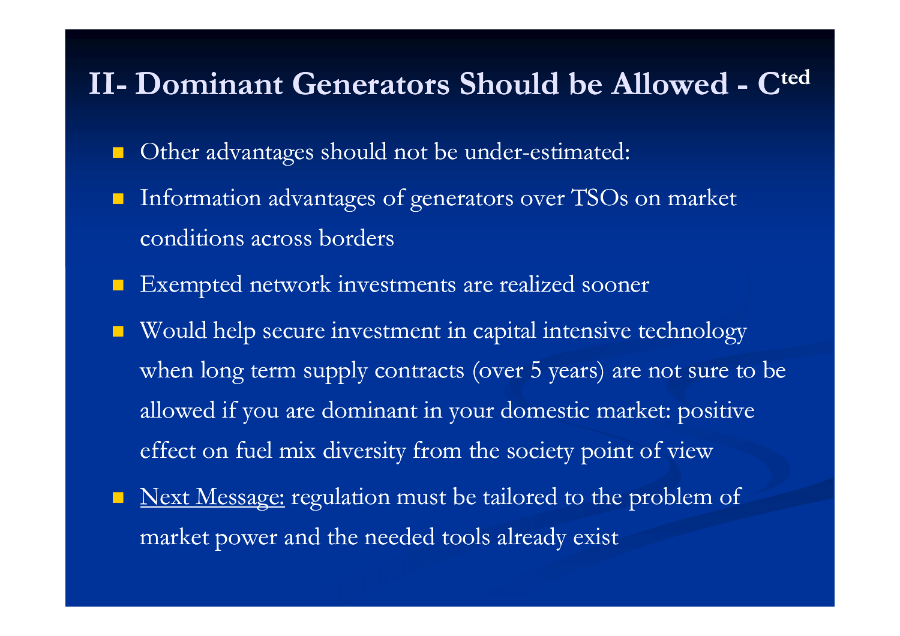# II- Dominant Generators Should be Allowed - C[ted]

- Other advantages should not be under-estimated:
- Information advantages of generators over TSOs on market conditions across borders
- Exempted network investments are realized sooner
- Would help secure investment in capital intensive technology when long term supply contracts (over 5 years) are not sure to be allowed if you are dominant in your domestic market: positive effect on fuel mix diversity from the society point of view
- <u>Next Message:</u> regulation must be tailored to the problem of market power and the needed tools already exist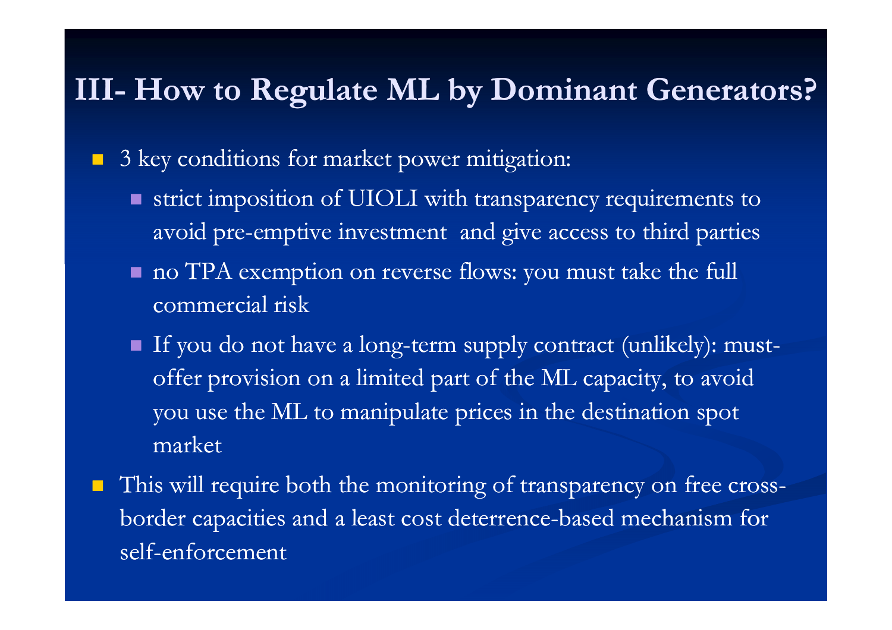# III- How to Regulate ML by Dominant Generators?

- 3 key conditions for market power mitigation:
  - strict imposition of UIOLI with transparency requirements to avoid pre-emptive investment and give access to third parties
  - no TPA exemption on reverse flows: you must take the full commercial risk
  - If you do not have a long-term supply contract (unlikely): must-offer provision on a limited part of the ML capacity, to avoid you use the ML to manipulate prices in the destination spot market
- This will require both the monitoring of transparency on free cross-border capacities and a least cost deterrence-based mechanism for self-enforcement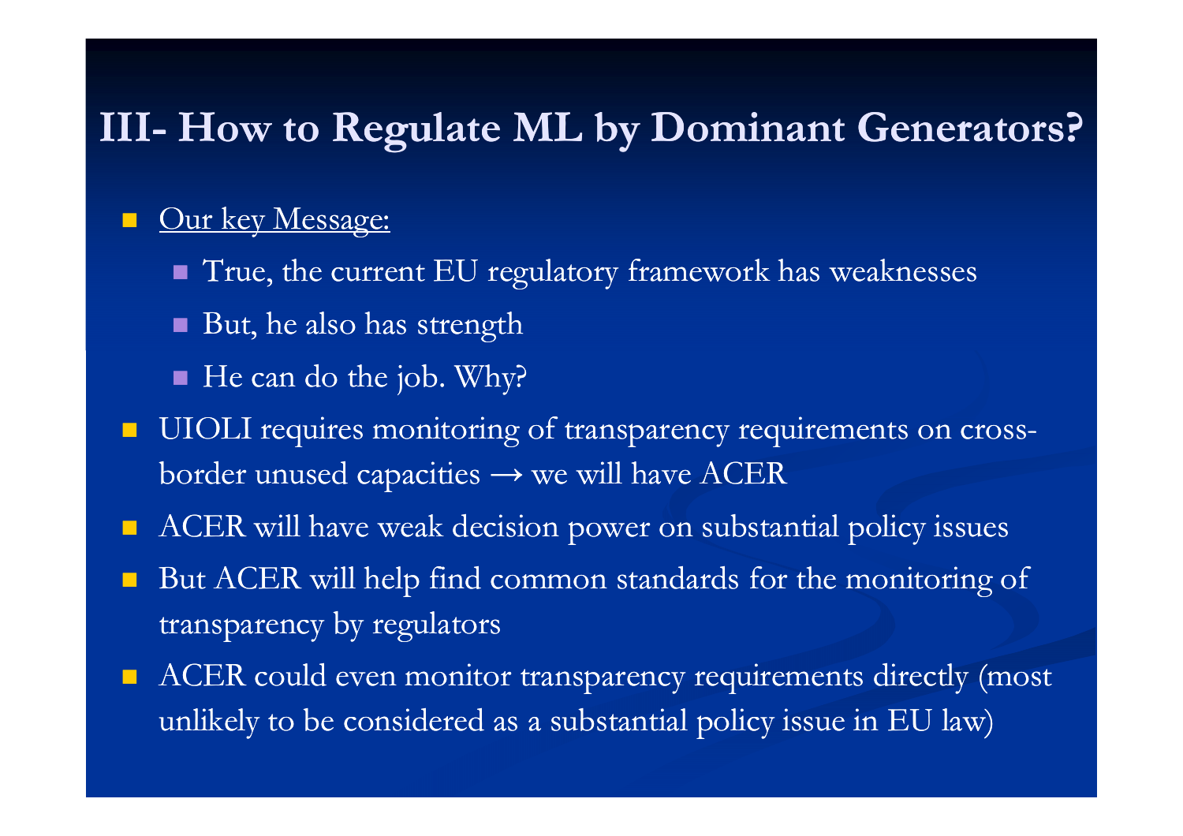# III- How to Regulate ML by Dominant Generators?

- <u>Our key Message:</u>
  - True, the current EU regulatory framework has weaknesses
  - But, he also has strength
  - He can do the job. Why?
- UIOLI requires monitoring of transparency requirements on cross-border unused capacities → we will have ACER
- ACER will have weak decision power on substantial policy issues
- But ACER will help find common standards for the monitoring of transparency by regulators
- ACER could even monitor transparency requirements directly (most unlikely to be considered as a substantial policy issue in EU law)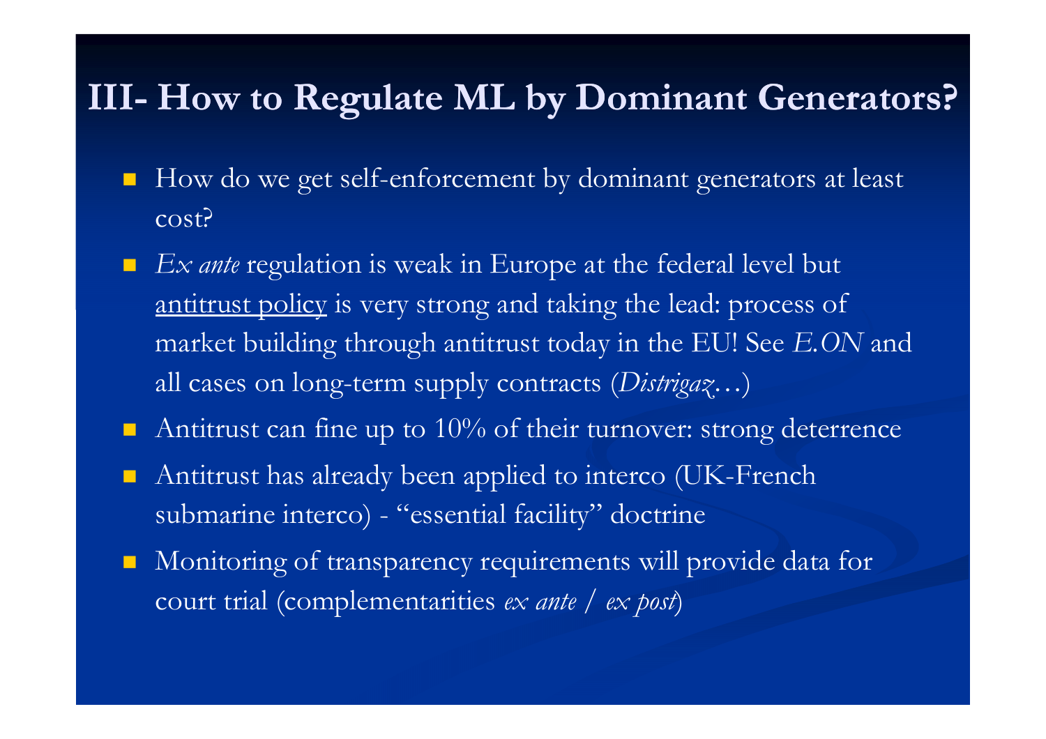# III- How to Regulate ML by Dominant Generators?

- How do we get self-enforcement by dominant generators at least cost?
- *Ex ante* regulation is weak in Europe at the federal level but <u>antitrust policy</u> is very strong and taking the lead: process of market building through antitrust today in the EU! See *E.ON* and all cases on long-term supply contracts (*Distrigaz*…)
- Antitrust can fine up to 10% of their turnover: strong deterrence
- Antitrust has already been applied to interco (UK-French submarine interco) - "essential facility" doctrine
- Monitoring of transparency requirements will provide data for court trial (complementarities *ex ante* / *ex post*)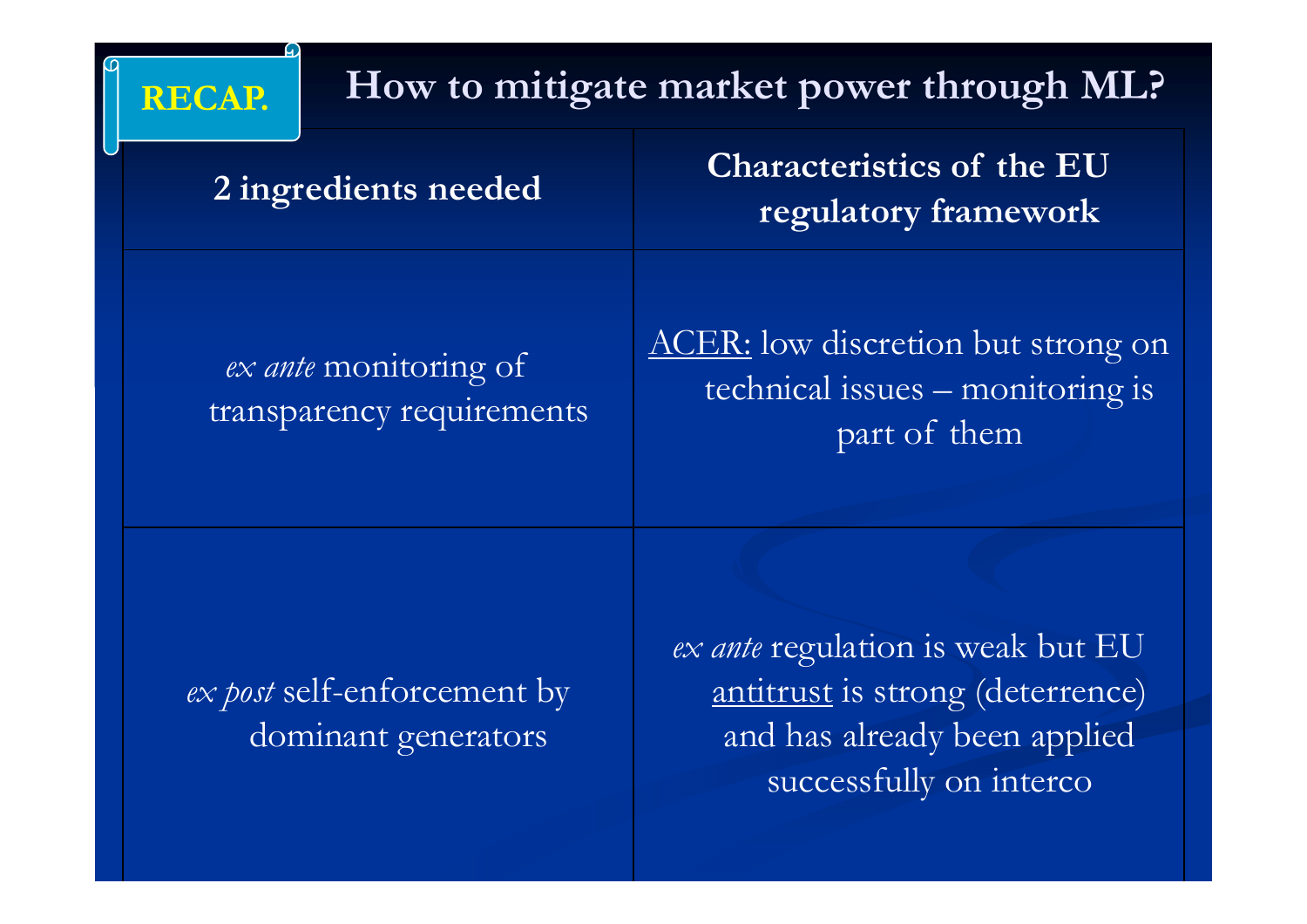**RECAP.**

# How to mitigate market power through ML?

| 2 ingredients needed | Characteristics of the EU regulatory framework |
| --- | --- |
| *ex ante* monitoring of transparency requirements | ACER: low discretion but strong on technical issues – monitoring is part of them |
| *ex post* self-enforcement by dominant generators | *ex ante* regulation is weak but EU antitrust is strong (deterrence) and has already been applied successfully on interco |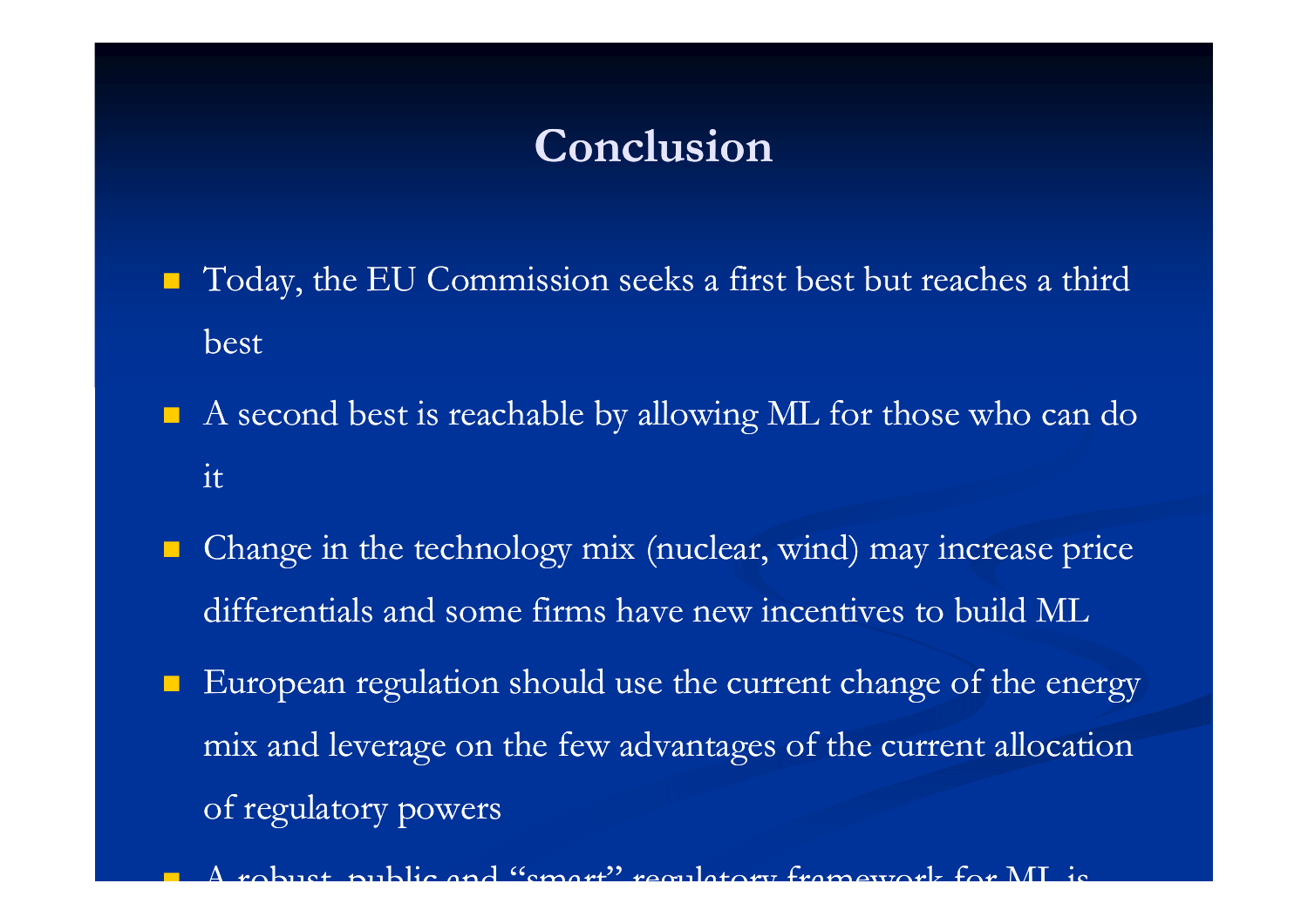# Conclusion

- Today, the EU Commission seeks a first best but reaches a third best
- A second best is reachable by allowing ML for those who can do it
- Change in the technology mix (nuclear, wind) may increase price differentials and some firms have new incentives to build ML
- European regulation should use the current change of the energy mix and leverage on the few advantages of the current allocation of regulatory powers
- A robust, public and "smart" regulatory framework for ML is